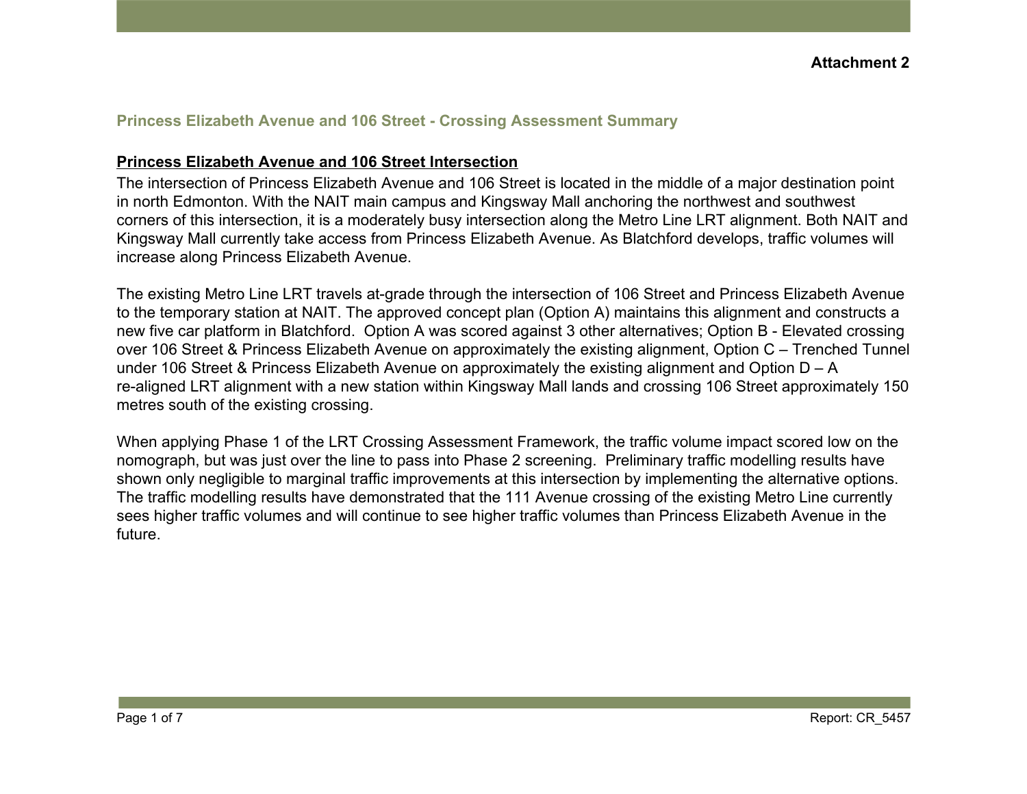**Attachment 2**

## Princess Elizabeth Avenue and 106 Street - Crossing Assessment Summary

### Princess Elizabeth Avenue and 106 Street Intersection

The intersection of Princess Elizabeth Avenue and 106 Street is located in the middle of a major destination point in north Edmonton. With the NAIT main campus and Kingsway Mall anchoring the northwest and southwest corners of this intersection, it is a moderately busy intersection along the Metro Line LRT alignment. Both NAIT and Kingsway Mall currently take access from Princess Elizabeth Avenue. As Blatchford develops, traffic volumes will increase along Princess Elizabeth Avenue.

The existing Metro Line LRT travels at-grade through the intersection of 106 Street and Princess Elizabeth Avenue to the temporary station at NAIT. The approved concept plan (Option A) maintains this alignment and constructs a new five car platform in Blatchford. Option A was scored against 3 other alternatives; Option B - Elevated crossing over 106 Street & Princess Elizabeth Avenue on approximately the existing alignment, Option C – Trenched Tunnel under 106 Street & Princess Elizabeth Avenue on approximately the existing alignment and Option D – A re-aligned LRT alignment with a new station within Kingsway Mall lands and crossing 106 Street approximately 150 metres south of the existing crossing.

When applying Phase 1 of the LRT Crossing Assessment Framework, the traffic volume impact scored low on the nomograph, but was just over the line to pass into Phase 2 screening. Preliminary traffic modelling results have shown only negligible to marginal traffic improvements at this intersection by implementing the alternative options. The traffic modelling results have demonstrated that the 111 Avenue crossing of the existing Metro Line currently sees higher traffic volumes and will continue to see higher traffic volumes than Princess Elizabeth Avenue in the future.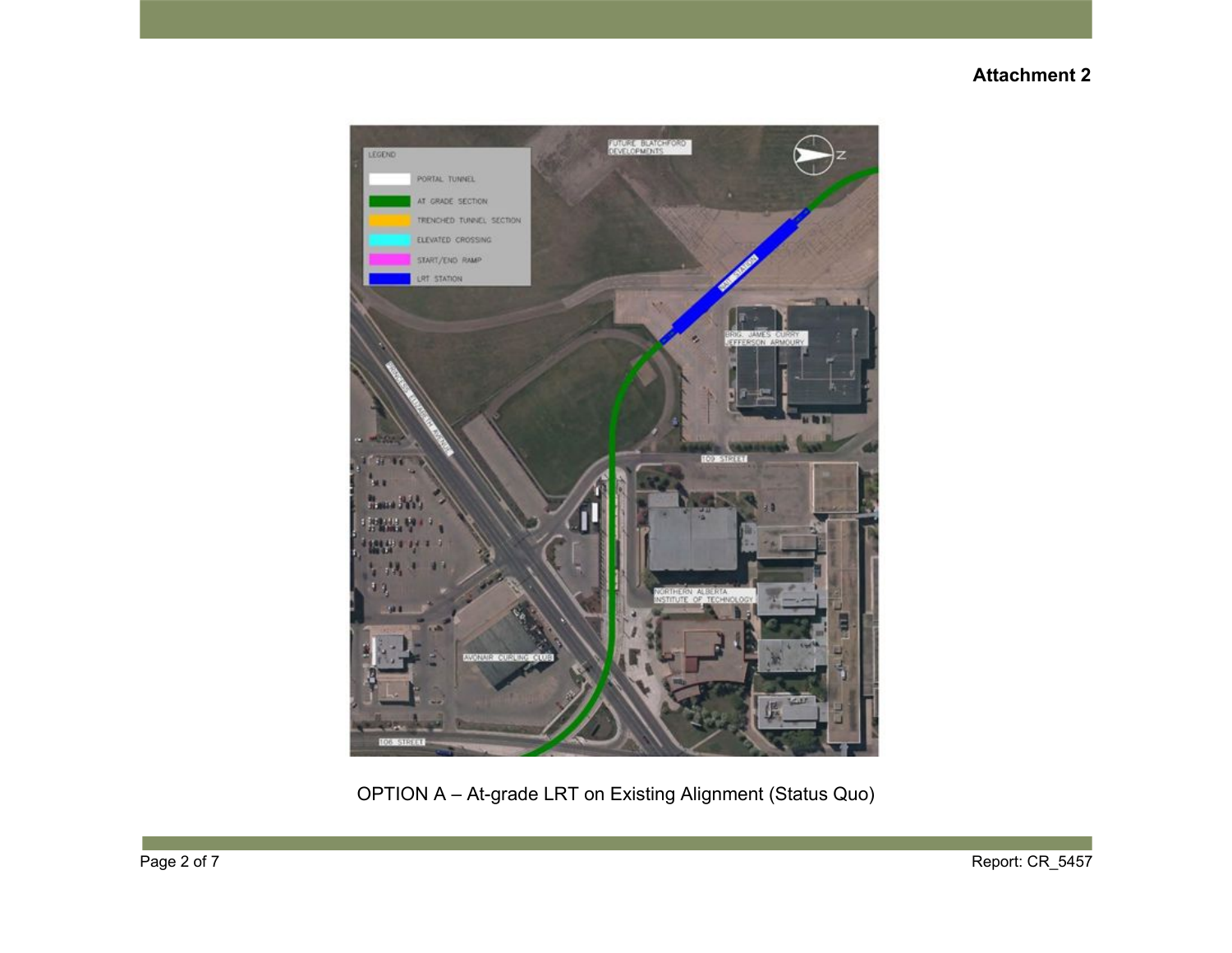**Attachment 2**

LEGEND

- PORTAL TUNNEL
- AT GRADE SECTION
- TRENCHED TUNNEL SECTION
- ELEVATED CROSSING
- START/END RAMP
- LRT STATION

FUTURE BLATCHFORD DEVELOPMENTS

NAIT STATION

BRIG. JAMES CURRY JEFFERSON ARMOURY

PRINCESS ELIZABETH AVENUE

109 STREET

NORTHERN ALBERTA INSTITUTE OF TECHNOLOGY

AVONAIR CURLING CLUB

106 STREET

OPTION A – At-grade LRT on Existing Alignment (Status Quo)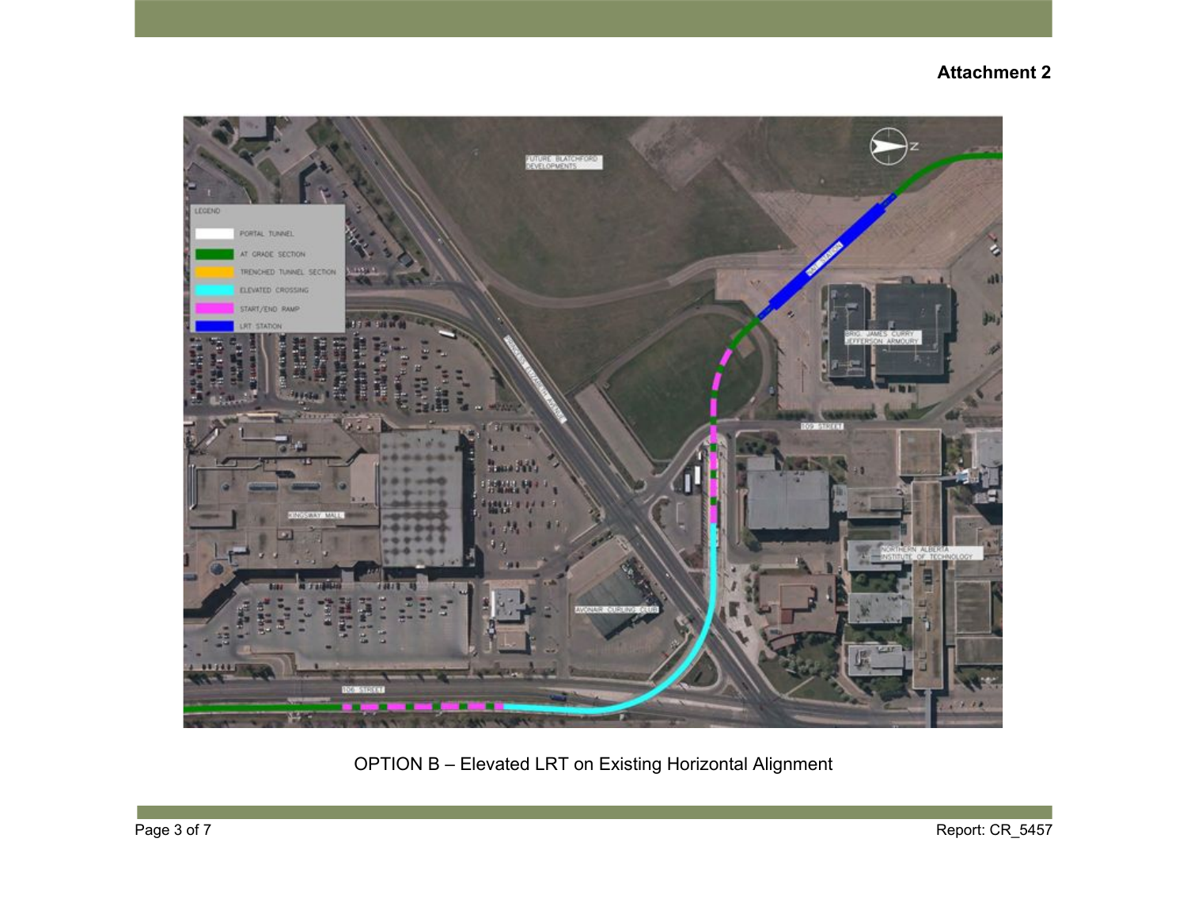**Attachment 2**

OPTION B – Elevated LRT on Existing Horizontal Alignment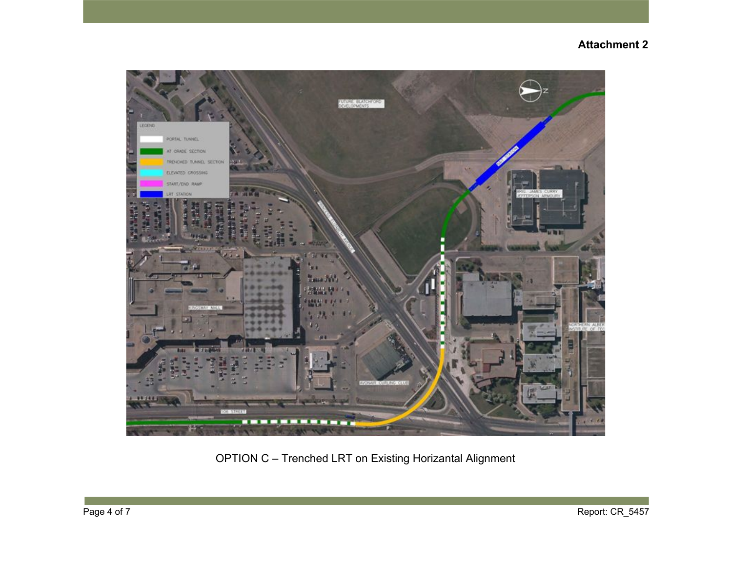**Attachment 2**

OPTION C – Trenched LRT on Existing Horizantal Alignment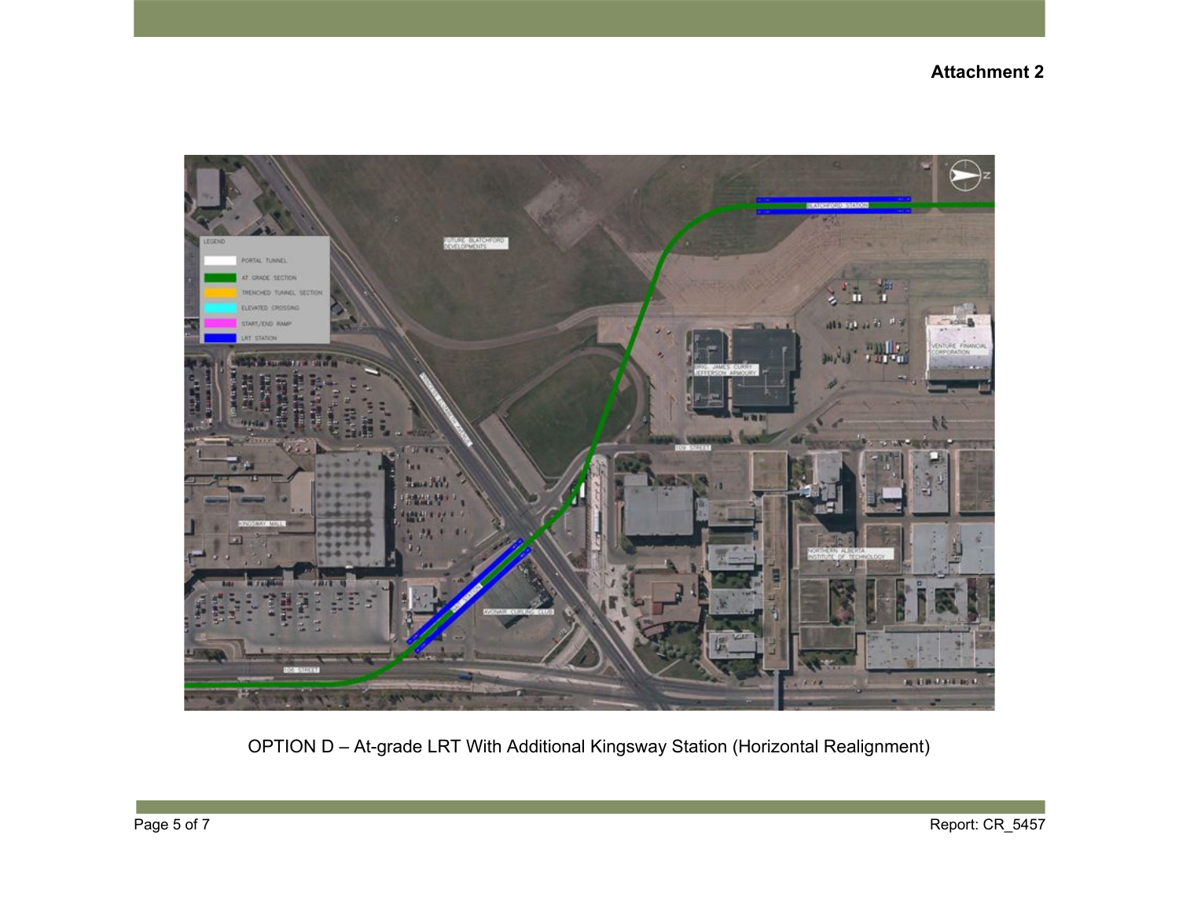**Attachment 2**

OPTION D – At-grade LRT With Additional Kingsway Station (Horizontal Realignment)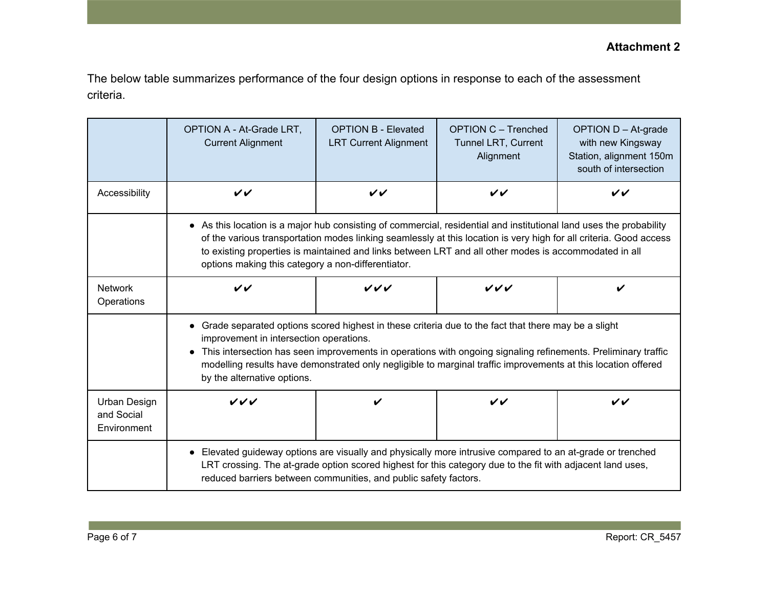**Attachment 2**

The below table summarizes performance of the four design options in response to each of the assessment criteria.

| | OPTION A - At-Grade LRT, Current Alignment | OPTION B - Elevated LRT Current Alignment | OPTION C – Trenched Tunnel LRT, Current Alignment | OPTION D – At-grade with new Kingsway Station, alignment 150m south of intersection |
|---|---|---|---|---|
| Accessibility | ✔✔ | ✔✔ | ✔✔ | ✔✔ |
| | • As this location is a major hub consisting of commercial, residential and institutional land uses the probability of the various transportation modes linking seamlessly at this location is very high for all criteria. Good access to existing properties is maintained and links between LRT and all other modes is accommodated in all options making this category a non-differentiator. | | | |
| Network Operations | ✔✔ | ✔✔✔ | ✔✔✔ | ✔ |
| | • Grade separated options scored highest in these criteria due to the fact that there may be a slight improvement in intersection operations. • This intersection has seen improvements in operations with ongoing signaling refinements. Preliminary traffic modelling results have demonstrated only negligible to marginal traffic improvements at this location offered by the alternative options. | | | |
| Urban Design and Social Environment | ✔✔✔ | ✔ | ✔✔ | ✔✔ |
| | • Elevated guideway options are visually and physically more intrusive compared to an at-grade or trenched LRT crossing. The at-grade option scored highest for this category due to the fit with adjacent land uses, reduced barriers between communities, and public safety factors. | | | |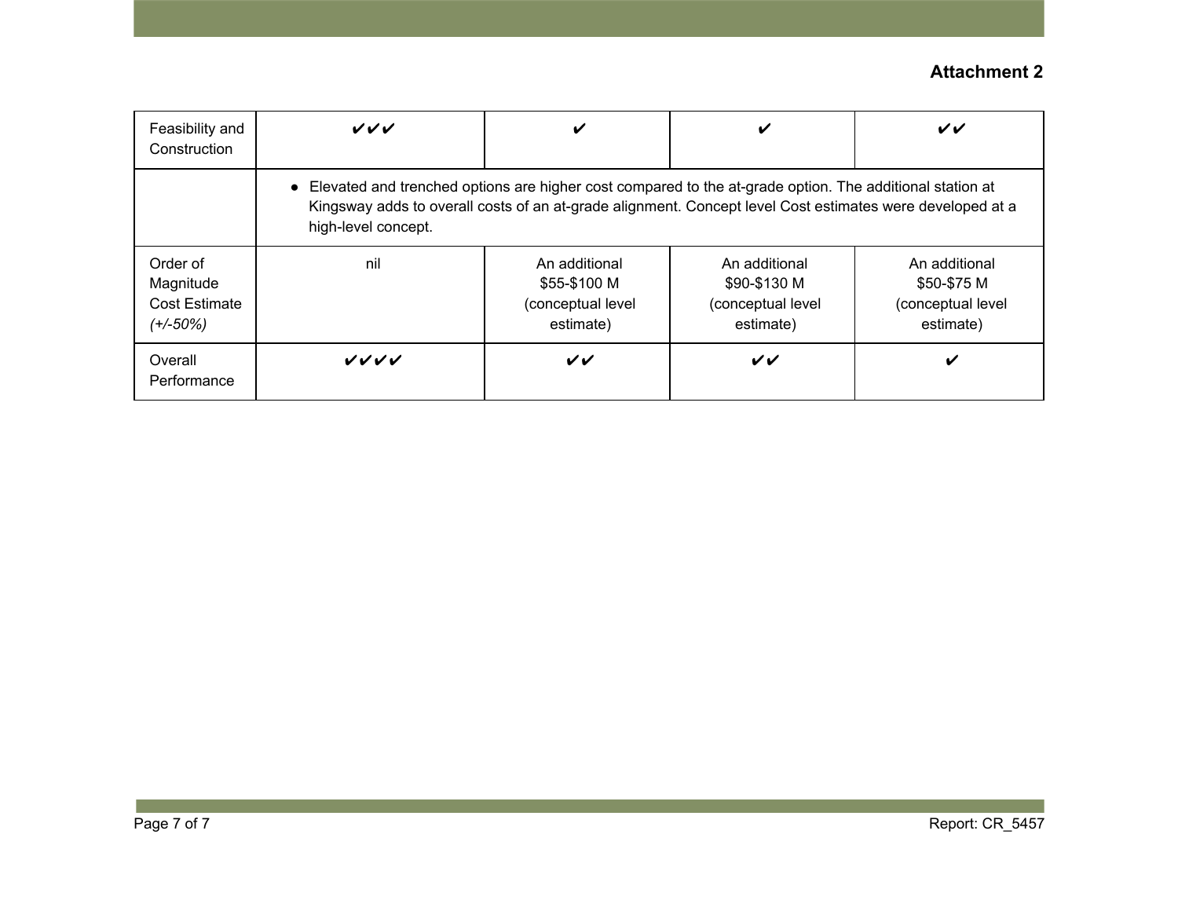**Attachment 2**

| | | | | |
|---|---|---|---|---|
| Feasibility and Construction | ✔✔✔ | ✔ | ✔ | ✔✔ |
| | • Elevated and trenched options are higher cost compared to the at-grade option. The additional station at Kingsway adds to overall costs of an at-grade alignment. Concept level Cost estimates were developed at a high-level concept. | | | |
| Order of Magnitude Cost Estimate *(+/-50%)* | nil | An additional $55-$100 M (conceptual level estimate) | An additional $90-$130 M (conceptual level estimate) | An additional $50-$75 M (conceptual level estimate) |
| Overall Performance | ✔✔✔✔ | ✔✔ | ✔✔ | ✔ |